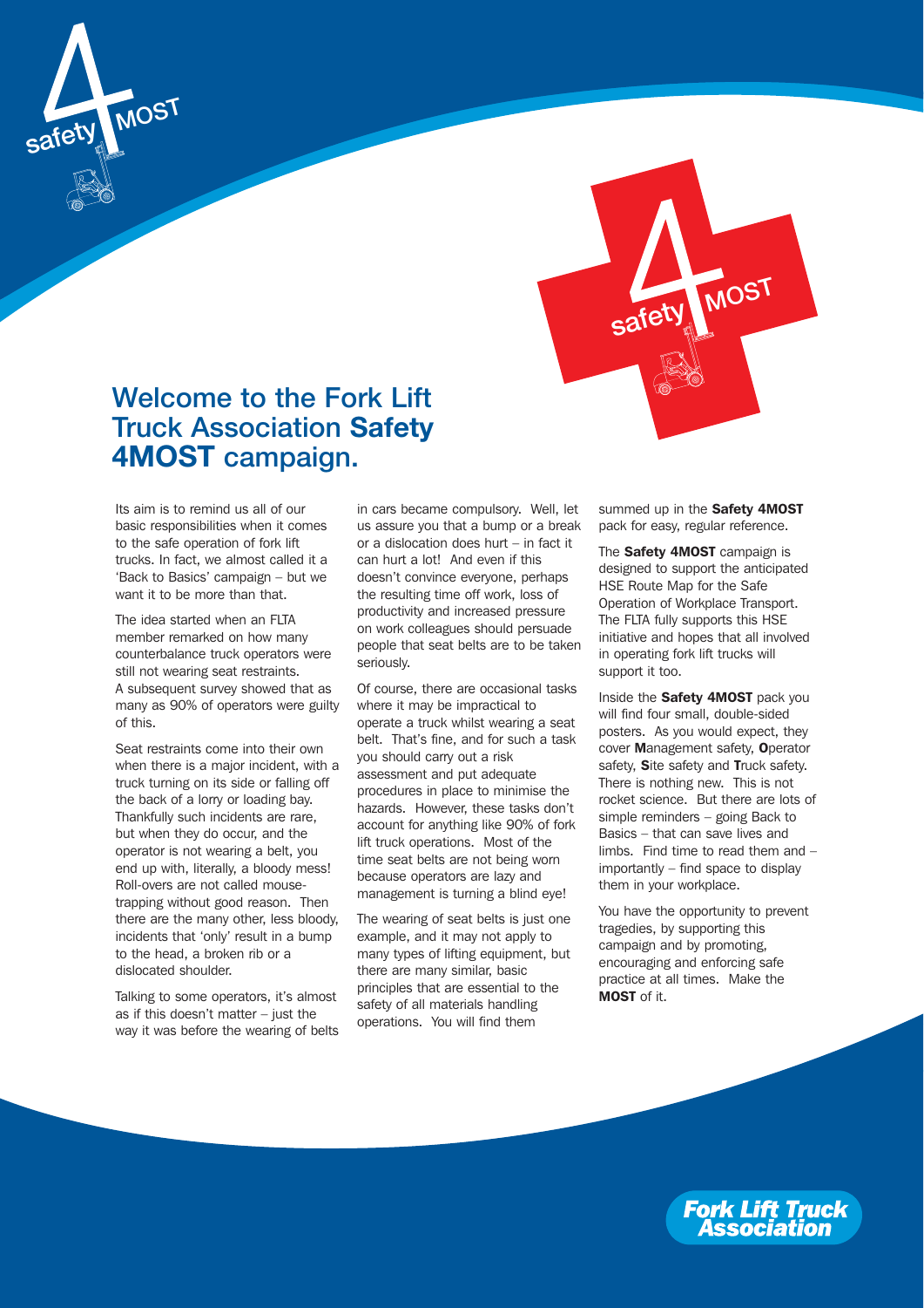# Welcome to the Fork Lift Truck Association **Safety 4MOST** campaign.

Its aim is to remind us all of our basic responsibilities when it comes to the safe operation of fork lift trucks. In fact, we almost called it a 'Back to Basics' campaign – but we want it to be more than that.

The idea started when an FLTA member remarked on how many counterbalance truck operators were still not wearing seat restraints. A subsequent survey showed that as many as 90% of operators were guilty of this.

Seat restraints come into their own when there is a major incident, with a truck turning on its side or falling off the back of a lorry or loading bay. Thankfully such incidents are rare, but when they do occur, and the operator is not wearing a belt, you end up with, literally, a bloody mess! Roll-overs are not called mouse-trapping without good reason. Then there are the many other, less bloody, incidents that 'only' result in a bump to the head, a broken rib or a dislocated shoulder.

Talking to some operators, it's almost as if this doesn't matter – just the way it was before the wearing of belts in cars became compulsory. Well, let us assure you that a bump or a break or a dislocation does hurt – in fact it can hurt a lot! And even if this doesn't convince everyone, perhaps the resulting time off work, loss of productivity and increased pressure on work colleagues should persuade people that seat belts are to be taken seriously.

Of course, there are occasional tasks where it may be impractical to operate a truck whilst wearing a seat belt. That's fine, and for such a task you should carry out a risk assessment and put adequate procedures in place to minimise the hazards. However, these tasks don't account for anything like 90% of fork lift truck operations. Most of the time seat belts are not being worn because operators are lazy and management is turning a blind eye!

The wearing of seat belts is just one example, and it may not apply to many types of lifting equipment, but there are many similar, basic principles that are essential to the safety of all materials handling operations. You will find them summed up in the **Safety 4MOST** pack for easy, regular reference.

The **Safety 4MOST** campaign is designed to support the anticipated HSE Route Map for the Safe Operation of Workplace Transport. The FLTA fully supports this HSE initiative and hopes that all involved in operating fork lift trucks will support it too.

Inside the **Safety 4MOST** pack you will find four small, double-sided posters. As you would expect, they cover **M**anagement safety, **O**perator safety, **S**ite safety and **T**ruck safety. There is nothing new. This is not rocket science. But there are lots of simple reminders – going Back to Basics – that can save lives and limbs. Find time to read them and – importantly – find space to display them in your workplace.

You have the opportunity to prevent tragedies, by supporting this campaign and by promoting, encouraging and enforcing safe practice at all times. Make the **MOST** of it.

Fork Lift Truck Association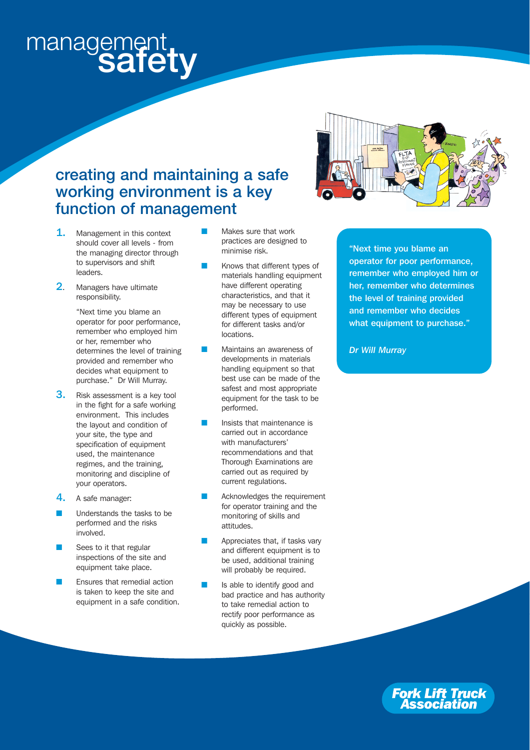# management safety

## creating and maintaining a safe working environment is a key function of management

1. Management in this context should cover all levels - from the managing director through to supervisors and shift leaders.

2. Managers have ultimate responsibility.

   "Next time you blame an operator for poor performance, remember who employed him or her, remember who determines the level of training provided and remember who decides what equipment to purchase." Dr Will Murray.

3. Risk assessment is a key tool in the fight for a safe working environment. This includes the layout and condition of your site, the type and specification of equipment used, the maintenance regimes, and the training, monitoring and discipline of your operators.

4. A safe manager:

- Understands the tasks to be performed and the risks involved.
- Sees to it that regular inspections of the site and equipment take place.
- Ensures that remedial action is taken to keep the site and equipment in a safe condition.
- Makes sure that work practices are designed to minimise risk.
- Knows that different types of materials handling equipment have different operating characteristics, and that it may be necessary to use different types of equipment for different tasks and/or locations.
- Maintains an awareness of developments in materials handling equipment so that best use can be made of the safest and most appropriate equipment for the task to be performed.
- Insists that maintenance is carried out in accordance with manufacturers' recommendations and that Thorough Examinations are carried out as required by current regulations.
- Acknowledges the requirement for operator training and the monitoring of skills and attitudes.
- Appreciates that, if tasks vary and different equipment is to be used, additional training will probably be required.
- Is able to identify good and bad practice and has authority to take remedial action to rectify poor performance as quickly as possible.

**"Next time you blame an operator for poor performance, remember who employed him or her, remember who determines the level of training provided and remember who decides what equipment to purchase."**

***Dr Will Murray***

Fork Lift Truck Association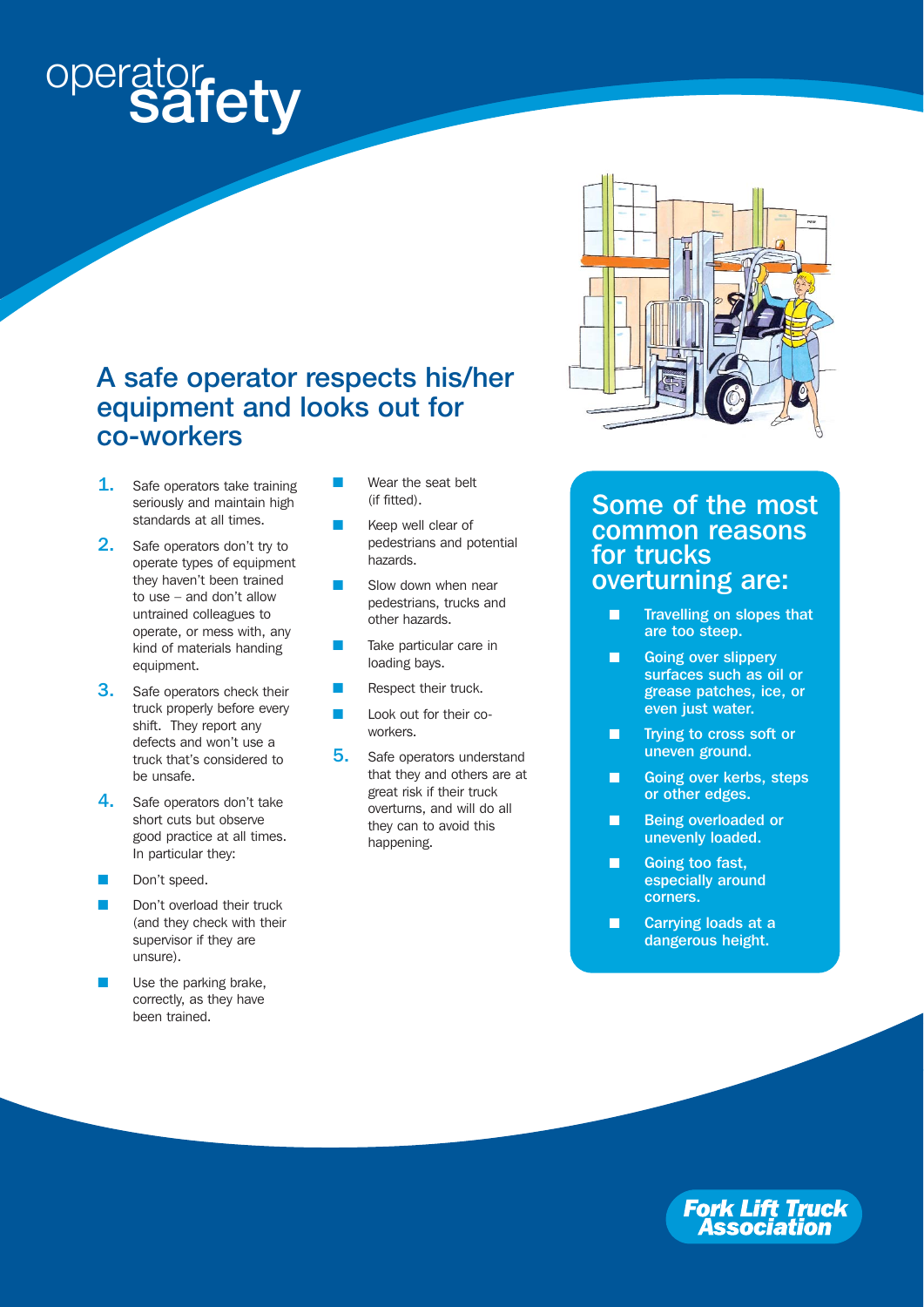# operator safety

## A safe operator respects his/her equipment and looks out for co-workers

1. Safe operators take training seriously and maintain high standards at all times.
2. Safe operators don't try to operate types of equipment they haven't been trained to use – and don't allow untrained colleagues to operate, or mess with, any kind of materials handing equipment.
3. Safe operators check their truck properly before every shift. They report any defects and won't use a truck that's considered to be unsafe.
4. Safe operators don't take short cuts but observe good practice at all times. In particular they:
   - Don't speed.
   - Don't overload their truck (and they check with their supervisor if they are unsure).
   - Use the parking brake, correctly, as they have been trained.
   - Wear the seat belt (if fitted).
   - Keep well clear of pedestrians and potential hazards.
   - Slow down when near pedestrians, trucks and other hazards.
   - Take particular care in loading bays.
   - Respect their truck.
   - Look out for their co-workers.
5. Safe operators understand that they and others are at great risk if their truck overturns, and will do all they can to avoid this happening.

## Some of the most common reasons for trucks overturning are:

- **Travelling on slopes that are too steep.**
- **Going over slippery surfaces such as oil or grease patches, ice, or even just water.**
- **Trying to cross soft or uneven ground.**
- **Going over kerbs, steps or other edges.**
- **Being overloaded or unevenly loaded.**
- **Going too fast, especially around corners.**
- **Carrying loads at a dangerous height.**

*Fork Lift Truck Association*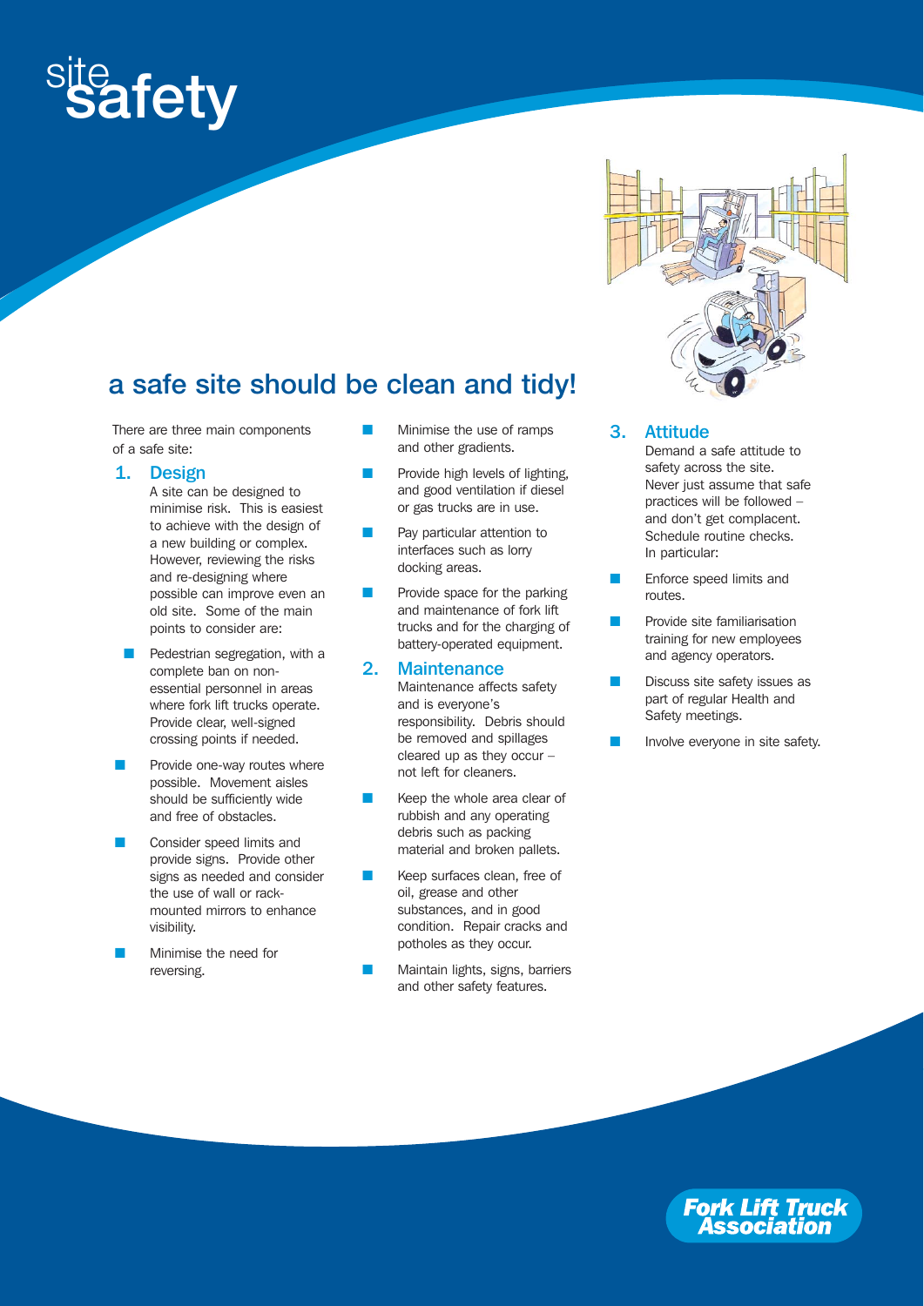# site safety

## a safe site should be clean and tidy!

There are three main components of a safe site:

### 1. Design

A site can be designed to minimise risk. This is easiest to achieve with the design of a new building or complex. However, reviewing the risks and re-designing where possible can improve even an old site. Some of the main points to consider are:

- Pedestrian segregation, with a complete ban on non-essential personnel in areas where fork lift trucks operate. Provide clear, well-signed crossing points if needed.
- Provide one-way routes where possible. Movement aisles should be sufficiently wide and free of obstacles.
- Consider speed limits and provide signs. Provide other signs as needed and consider the use of wall or rack-mounted mirrors to enhance visibility.
- Minimise the need for reversing.
- Minimise the use of ramps and other gradients.
- Provide high levels of lighting, and good ventilation if diesel or gas trucks are in use.
- Pay particular attention to interfaces such as lorry docking areas.
- Provide space for the parking and maintenance of fork lift trucks and for the charging of battery-operated equipment.

### 2. Maintenance

Maintenance affects safety and is everyone's responsibility. Debris should be removed and spillages cleared up as they occur – not left for cleaners.

- Keep the whole area clear of rubbish and any operating debris such as packing material and broken pallets.
- Keep surfaces clean, free of oil, grease and other substances, and in good condition. Repair cracks and potholes as they occur.
- Maintain lights, signs, barriers and other safety features.

### 3. Attitude

Demand a safe attitude to safety across the site. Never just assume that safe practices will be followed – and don't get complacent. Schedule routine checks. In particular:

- Enforce speed limits and routes.
- Provide site familiarisation training for new employees and agency operators.
- Discuss site safety issues as part of regular Health and Safety meetings.
- Involve everyone in site safety.

Fork Lift Truck Association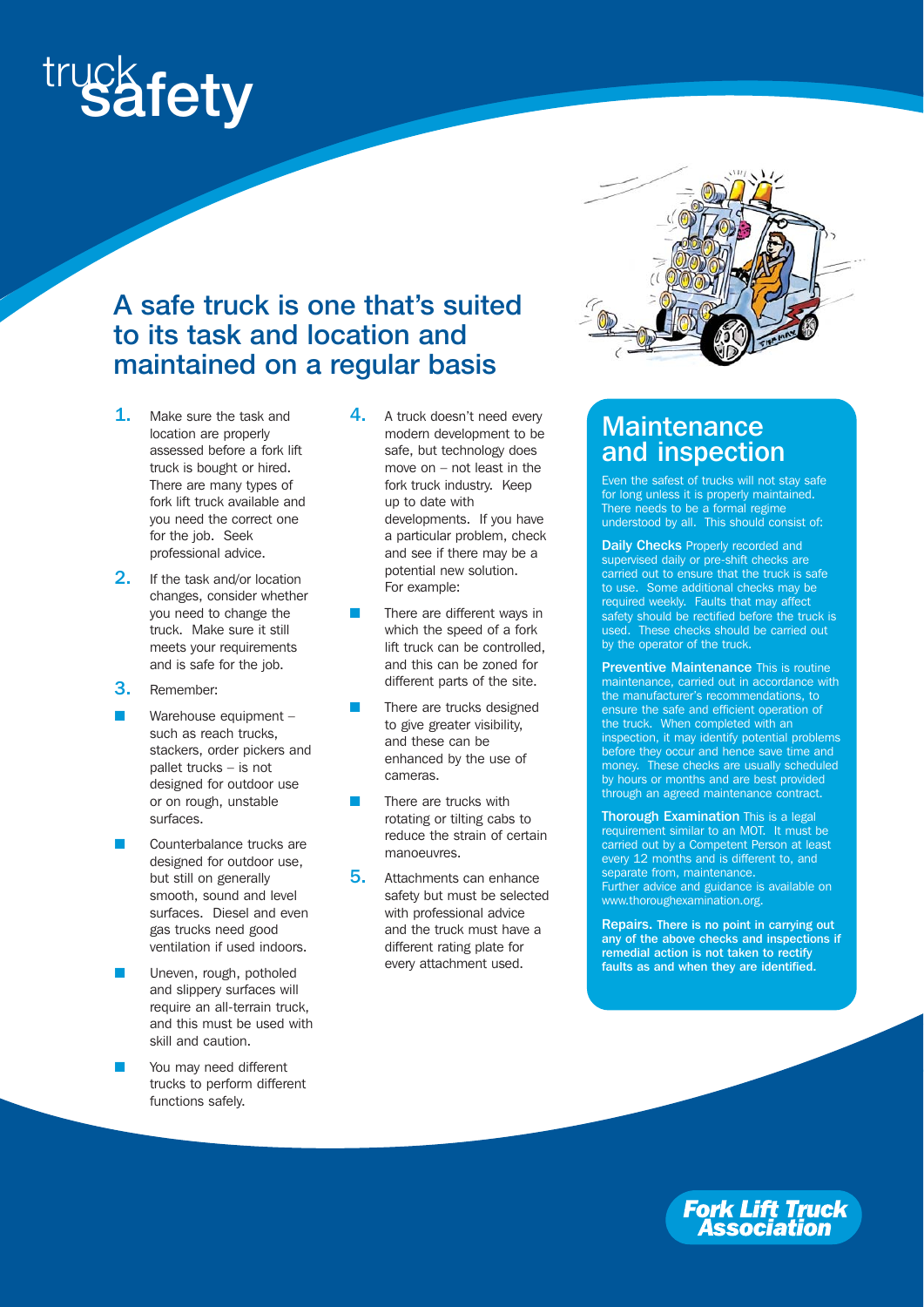# truck safety

## A safe truck is one that's suited to its task and location and maintained on a regular basis

1. Make sure the task and location are properly assessed before a fork lift truck is bought or hired. There are many types of fork lift truck available and you need the correct one for the job. Seek professional advice.
2. If the task and/or location changes, consider whether you need to change the truck. Make sure it still meets your requirements and is safe for the job.
3. Remember:
   - Warehouse equipment – such as reach trucks, stackers, order pickers and pallet trucks – is not designed for outdoor use or on rough, unstable surfaces.
   - Counterbalance trucks are designed for outdoor use, but still on generally smooth, sound and level surfaces. Diesel and even gas trucks need good ventilation if used indoors.
   - Uneven, rough, potholed and slippery surfaces will require an all-terrain truck, and this must be used with skill and caution.
   - You may need different trucks to perform different functions safely.
4. A truck doesn't need every modern development to be safe, but technology does move on – not least in the fork truck industry. Keep up to date with developments. If you have a particular problem, check and see if there may be a potential new solution. For example:
   - There are different ways in which the speed of a fork lift truck can be controlled, and this can be zoned for different parts of the site.
   - There are trucks designed to give greater visibility, and these can be enhanced by the use of cameras.
   - There are trucks with rotating or tilting cabs to reduce the strain of certain manoeuvres.
5. Attachments can enhance safety but must be selected with professional advice and the truck must have a different rating plate for every attachment used.

## Maintenance and inspection

Even the safest of trucks will not stay safe for long unless it is properly maintained. There needs to be a formal regime understood by all. This should consist of:

**Daily Checks** Properly recorded and supervised daily or pre-shift checks are carried out to ensure that the truck is safe to use. Some additional checks may be required weekly. Faults that may affect safety should be rectified before the truck is used. These checks should be carried out by the operator of the truck.

**Preventive Maintenance** This is routine maintenance, carried out in accordance with the manufacturer's recommendations, to ensure the safe and efficient operation of the truck. When completed with an inspection, it may identify potential problems before they occur and hence save time and money. These checks are usually scheduled by hours or months and are best provided through an agreed maintenance contract.

**Thorough Examination** This is a legal requirement similar to an MOT. It must be carried out by a Competent Person at least every 12 months and is different to, and separate from, maintenance. Further advice and guidance is available on www.thoroughexamination.org.

**Repairs. There is no point in carrying out any of the above checks and inspections if remedial action is not taken to rectify faults as and when they are identified.**

Fork Lift Truck Association